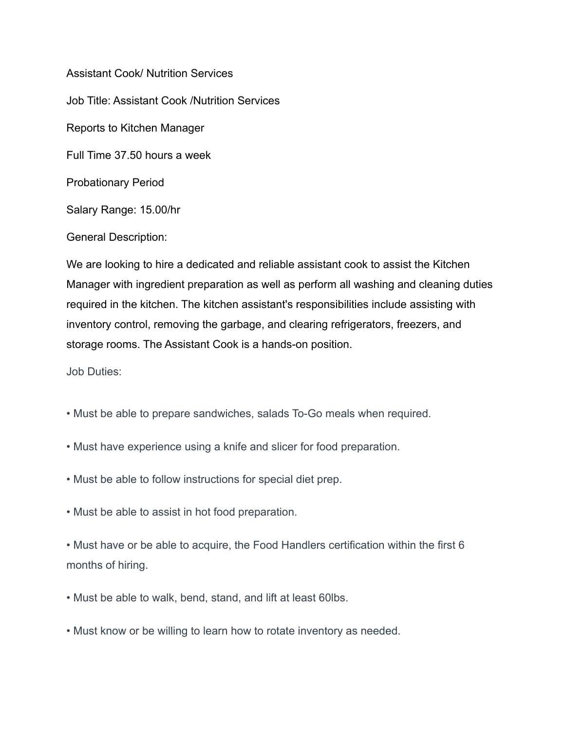# Assistant Cook/ Nutrition Services

Job Title: Assistant Cook /Nutrition Services

Reports to Kitchen Manager

Full Time 37.50 hours a week

Probationary Period

Salary Range: 15.00/hr

General Description:

We are looking to hire a dedicated and reliable assistant cook to assist the Kitchen Manager with ingredient preparation as well as perform all washing and cleaning duties required in the kitchen. The kitchen assistant's responsibilities include assisting with inventory control, removing the garbage, and clearing refrigerators, freezers, and storage rooms. The Assistant Cook is a hands-on position.

Job Duties:

- Must be able to prepare sandwiches, salads To-Go meals when required.
- Must have experience using a knife and slicer for food preparation.
- Must be able to follow instructions for special diet prep.
- Must be able to assist in hot food preparation.
- Must have or be able to acquire, the Food Handlers certification within the first 6 months of hiring.
- Must be able to walk, bend, stand, and lift at least 60lbs.
- Must know or be willing to learn how to rotate inventory as needed.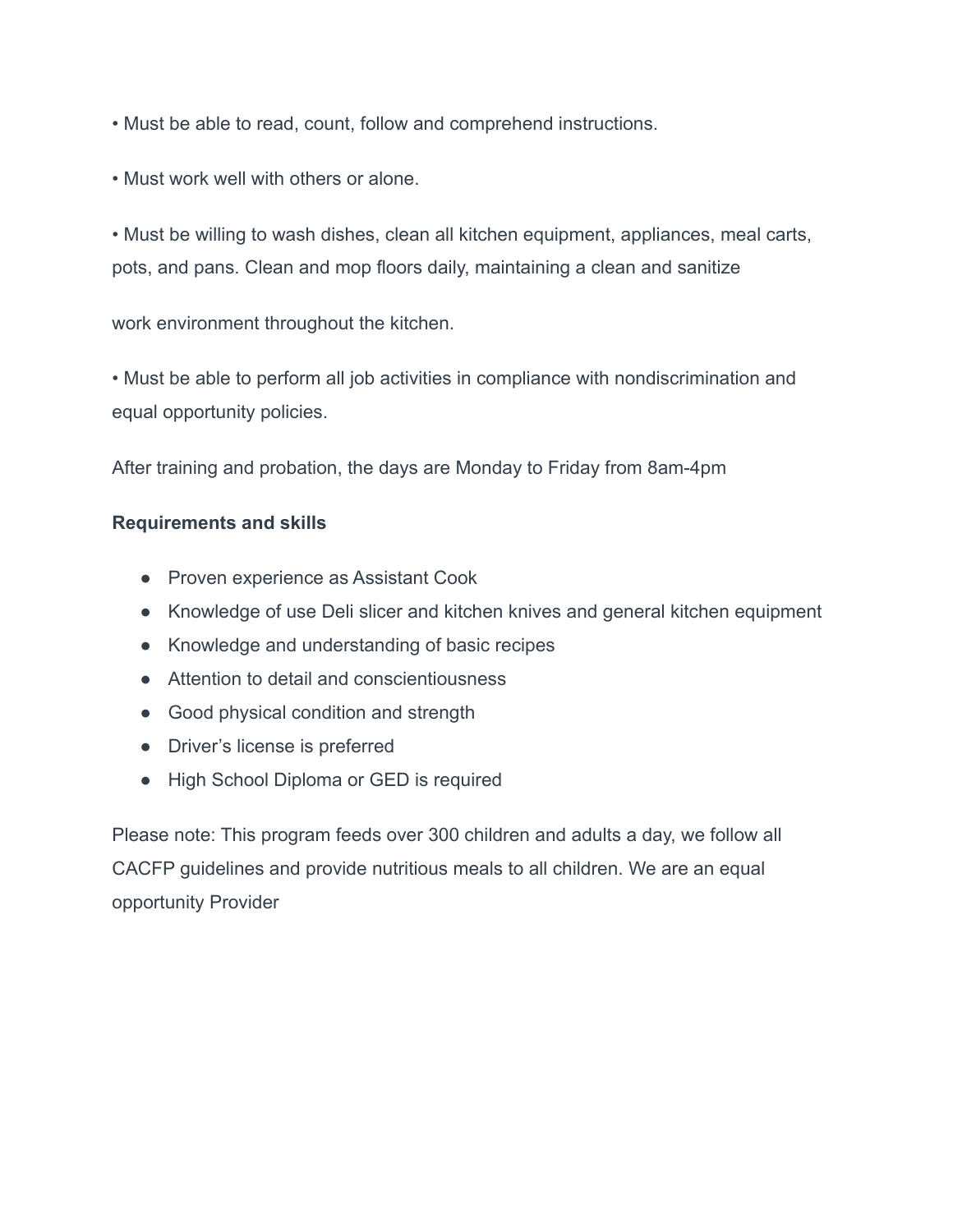• Must be able to read, count, follow and comprehend instructions.

• Must work well with others or alone.

• Must be willing to wash dishes, clean all kitchen equipment, appliances, meal carts, pots, and pans. Clean and mop floors daily, maintaining a clean and sanitize work environment throughout the kitchen.

• Must be able to perform all job activities in compliance with nondiscrimination and equal opportunity policies.

After training and probation, the days are Monday to Friday from 8am-4pm

**Requirements and skills**

- Proven experience as Assistant Cook
- Knowledge of use Deli slicer and kitchen knives and general kitchen equipment
- Knowledge and understanding of basic recipes
- Attention to detail and conscientiousness
- Good physical condition and strength
- Driver's license is preferred
- High School Diploma or GED is required

Please note: This program feeds over 300 children and adults a day, we follow all CACFP guidelines and provide nutritious meals to all children. We are an equal opportunity Provider